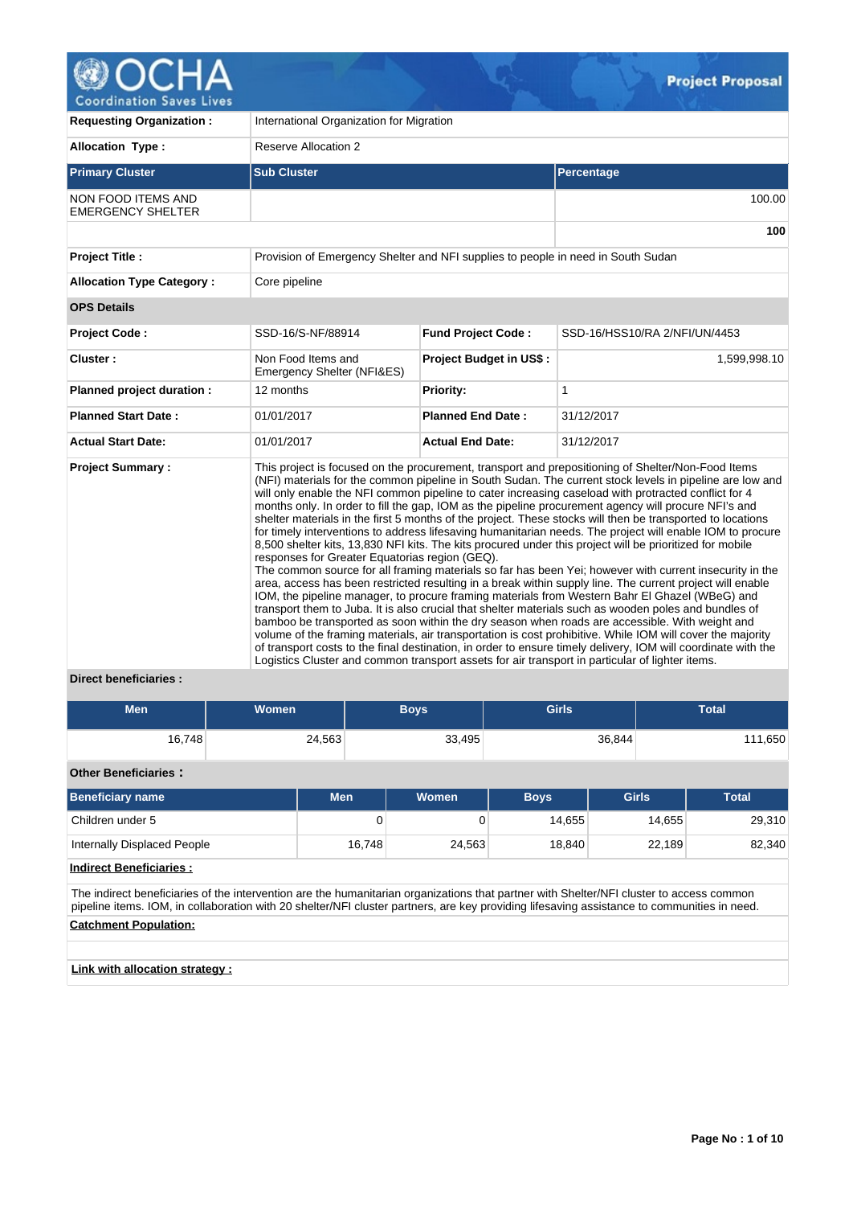# Project Proposal

| | |
|---|---|
| **Requesting Organization :** | International Organization for Migration |
| **Allocation Type :** | Reserve Allocation 2 |

| **Primary Cluster** | **Sub Cluster** | **Percentage** |
|---|---|---|
| NON FOOD ITEMS AND EMERGENCY SHELTER | | 100.00 |
| | | **100** |

| | |
|---|---|
| **Project Title :** | Provision of Emergency Shelter and NFI supplies to people in need in South Sudan |
| **Allocation Type Category :** | Core pipeline |

**OPS Details**

| | | | |
|---|---|---|---|
| **Project Code :** | SSD-16/S-NF/88914 | **Fund Project Code :** | SSD-16/HSS10/RA 2/NFI/UN/4453 |
| **Cluster :** | Non Food Items and Emergency Shelter (NFI&ES) | **Project Budget in US$ :** | 1,599,998.10 |
| **Planned project duration :** | 12 months | **Priority:** | 1 |
| **Planned Start Date :** | 01/01/2017 | **Planned End Date :** | 31/12/2017 |
| **Actual Start Date:** | 01/01/2017 | **Actual End Date:** | 31/12/2017 |

**Project Summary :**

This project is focused on the procurement, transport and prepositioning of Shelter/Non-Food Items (NFI) materials for the common pipeline in South Sudan. The current stock levels in pipeline are low and will only enable the NFI common pipeline to cater increasing caseload with protracted conflict for 4 months only. In order to fill the gap, IOM as the pipeline procurement agency will procure NFI's and shelter materials in the first 5 months of the project. These stocks will then be transported to locations for timely interventions to address lifesaving humanitarian needs. The project will enable IOM to procure 8,500 shelter kits, 13,830 NFI kits. The kits procured under this project will be prioritized for mobile responses for Greater Equatorias region (GEQ).
The common source for all framing materials so far has been Yei; however with current insecurity in the area, access has been restricted resulting in a break within supply line. The current project will enable IOM, the pipeline manager, to procure framing materials from Western Bahr El Ghazel (WBeG) and transport them to Juba. It is also crucial that shelter materials such as wooden poles and bundles of bamboo be transported as soon within the dry season when roads are accessible. With weight and volume of the framing materials, air transportation is cost prohibitive. While IOM will cover the majority of transport costs to the final destination, in order to ensure timely delivery, IOM will coordinate with the Logistics Cluster and common transport assets for air transport in particular of lighter items.

**Direct beneficiaries :**

| Men | Women | Boys | Girls | Total |
|---|---|---|---|---|
| 16,748 | 24,563 | 33,495 | 36,844 | 111,650 |

**Other Beneficiaries :**

| Beneficiary name | Men | Women | Boys | Girls | Total |
|---|---|---|---|---|---|
| Children under 5 | 0 | 0 | 14,655 | 14,655 | 29,310 |
| Internally Displaced People | 16,748 | 24,563 | 18,840 | 22,189 | 82,340 |

**Indirect Beneficiaries :**

The indirect beneficiaries of the intervention are the humanitarian organizations that partner with Shelter/NFI cluster to access common pipeline items. IOM, in collaboration with 20 shelter/NFI cluster partners, are key providing lifesaving assistance to communities in need.

**Catchment Population:**

**Link with allocation strategy :**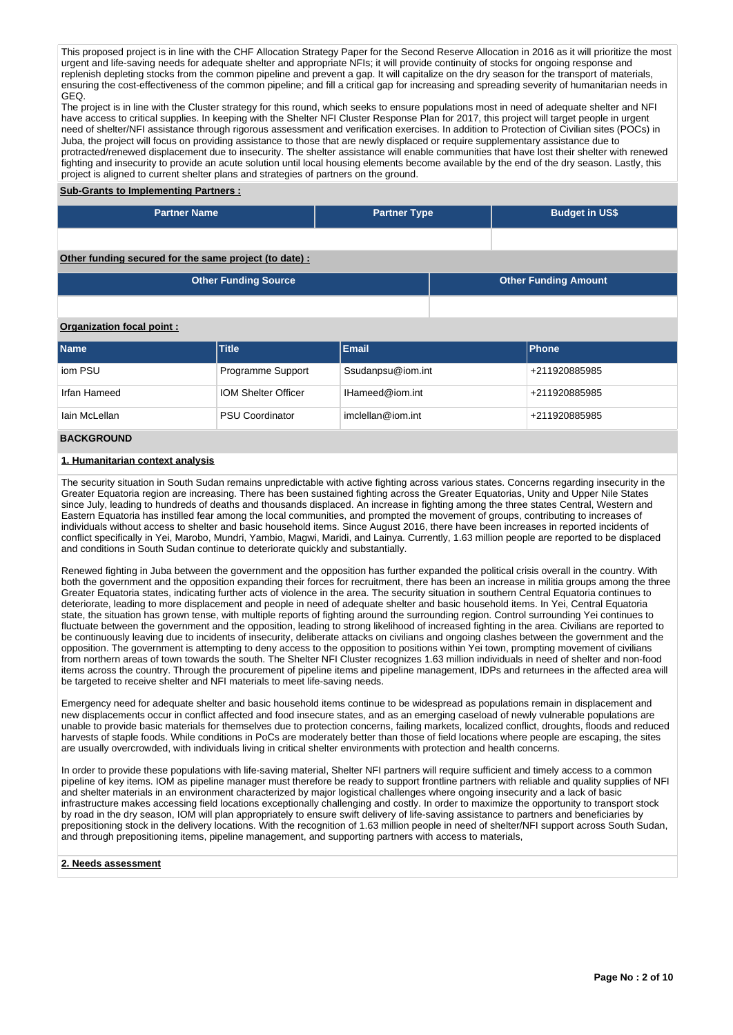This proposed project is in line with the CHF Allocation Strategy Paper for the Second Reserve Allocation in 2016 as it will prioritize the most urgent and life-saving needs for adequate shelter and appropriate NFIs; it will provide continuity of stocks for ongoing response and replenish depleting stocks from the common pipeline and prevent a gap. It will capitalize on the dry season for the transport of materials, ensuring the cost-effectiveness of the common pipeline; and fill a critical gap for increasing and spreading severity of humanitarian needs in GEQ.

The project is in line with the Cluster strategy for this round, which seeks to ensure populations most in need of adequate shelter and NFI have access to critical supplies. In keeping with the Shelter NFI Cluster Response Plan for 2017, this project will target people in urgent need of shelter/NFI assistance through rigorous assessment and verification exercises. In addition to Protection of Civilian sites (POCs) in Juba, the project will focus on providing assistance to those that are newly displaced or require supplementary assistance due to protracted/renewed displacement due to insecurity. The shelter assistance will enable communities that have lost their shelter with renewed fighting and insecurity to provide an acute solution until local housing elements become available by the end of the dry season. Lastly, this project is aligned to current shelter plans and strategies of partners on the ground.

**Sub-Grants to Implementing Partners :**

| Partner Name | Partner Type | Budget in US$ |
|---|---|---|
| | | |

**Other funding secured for the same project (to date) :**

| Other Funding Source | Other Funding Amount |
|---|---|
| | |

**Organization focal point :**

| Name | Title | Email | Phone |
|---|---|---|---|
| iom PSU | Programme Support | Ssudanpsu@iom.int | +211920885985 |
| Irfan Hameed | IOM Shelter Officer | IHameed@iom.int | +211920885985 |
| Iain McLellan | PSU Coordinator | imclellan@iom.int | +211920885985 |

## BACKGROUND

### 1. Humanitarian context analysis

The security situation in South Sudan remains unpredictable with active fighting across various states. Concerns regarding insecurity in the Greater Equatoria region are increasing. There has been sustained fighting across the Greater Equatorias, Unity and Upper Nile States since July, leading to hundreds of deaths and thousands displaced. An increase in fighting among the three states Central, Western and Eastern Equatoria has instilled fear among the local communities, and prompted the movement of groups, contributing to increases of individuals without access to shelter and basic household items. Since August 2016, there have been increases in reported incidents of conflict specifically in Yei, Marobo, Mundri, Yambio, Magwi, Maridi, and Lainya. Currently, 1.63 million people are reported to be displaced and conditions in South Sudan continue to deteriorate quickly and substantially.

Renewed fighting in Juba between the government and the opposition has further expanded the political crisis overall in the country. With both the government and the opposition expanding their forces for recruitment, there has been an increase in militia groups among the three Greater Equatoria states, indicating further acts of violence in the area. The security situation in southern Central Equatoria continues to deteriorate, leading to more displacement and people in need of adequate shelter and basic household items. In Yei, Central Equatoria state, the situation has grown tense, with multiple reports of fighting around the surrounding region. Control surrounding Yei continues to fluctuate between the government and the opposition, leading to strong likelihood of increased fighting in the area. Civilians are reported to be continuously leaving due to incidents of insecurity, deliberate attacks on civilians and ongoing clashes between the government and the opposition. The government is attempting to deny access to the opposition to positions within Yei town, prompting movement of civilians from northern areas of town towards the south. The Shelter NFI Cluster recognizes 1.63 million individuals in need of shelter and non-food items across the country. Through the procurement of pipeline items and pipeline management, IDPs and returnees in the affected area will be targeted to receive shelter and NFI materials to meet life-saving needs.

Emergency need for adequate shelter and basic household items continue to be widespread as populations remain in displacement and new displacements occur in conflict affected and food insecure states, and as an emerging caseload of newly vulnerable populations are unable to provide basic materials for themselves due to protection concerns, failing markets, localized conflict, droughts, floods and reduced harvests of staple foods. While conditions in PoCs are moderately better than those of field locations where people are escaping, the sites are usually overcrowded, with individuals living in critical shelter environments with protection and health concerns.

In order to provide these populations with life-saving material, Shelter NFI partners will require sufficient and timely access to a common pipeline of key items. IOM as pipeline manager must therefore be ready to support frontline partners with reliable and quality supplies of NFI and shelter materials in an environment characterized by major logistical challenges where ongoing insecurity and a lack of basic infrastructure makes accessing field locations exceptionally challenging and costly. In order to maximize the opportunity to transport stock by road in the dry season, IOM will plan appropriately to ensure swift delivery of life-saving assistance to partners and beneficiaries by prepositioning stock in the delivery locations. With the recognition of 1.63 million people in need of shelter/NFI support across South Sudan, and through prepositioning items, pipeline management, and supporting partners with access to materials,

### 2. Needs assessment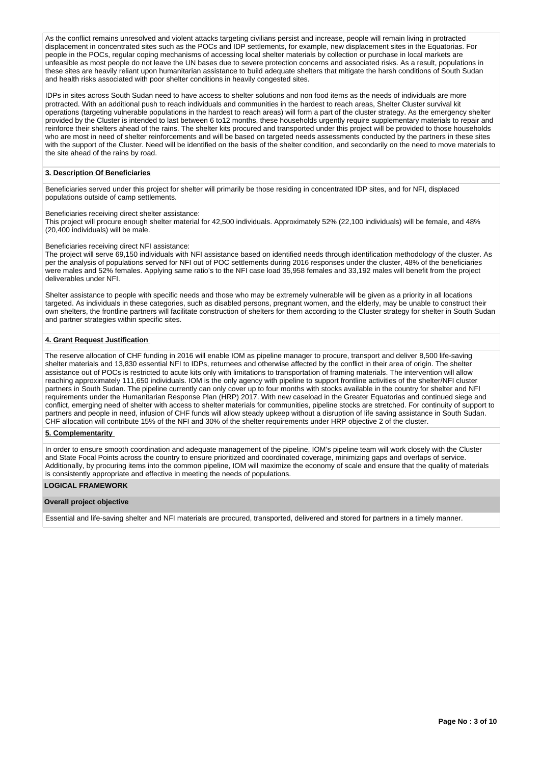As the conflict remains unresolved and violent attacks targeting civilians persist and increase, people will remain living in protracted displacement in concentrated sites such as the POCs and IDP settlements, for example, new displacement sites in the Equatorias. For people in the POCs, regular coping mechanisms of accessing local shelter materials by collection or purchase in local markets are unfeasible as most people do not leave the UN bases due to severe protection concerns and associated risks. As a result, populations in these sites are heavily reliant upon humanitarian assistance to build adequate shelters that mitigate the harsh conditions of South Sudan and health risks associated with poor shelter conditions in heavily congested sites.

IDPs in sites across South Sudan need to have access to shelter solutions and non food items as the needs of individuals are more protracted. With an additional push to reach individuals and communities in the hardest to reach areas, Shelter Cluster survival kit operations (targeting vulnerable populations in the hardest to reach areas) will form a part of the cluster strategy. As the emergency shelter provided by the Cluster is intended to last between 6 to12 months, these households urgently require supplementary materials to repair and reinforce their shelters ahead of the rains. The shelter kits procured and transported under this project will be provided to those households who are most in need of shelter reinforcements and will be based on targeted needs assessments conducted by the partners in these sites with the support of the Cluster. Need will be identified on the basis of the shelter condition, and secondarily on the need to move materials to the site ahead of the rains by road.

## 3. Description Of Beneficiaries

Beneficiaries served under this project for shelter will primarily be those residing in concentrated IDP sites, and for NFI, displaced populations outside of camp settlements.

Beneficiaries receiving direct shelter assistance:
This project will procure enough shelter material for 42,500 individuals. Approximately 52% (22,100 individuals) will be female, and 48% (20,400 individuals) will be male.

Beneficiaries receiving direct NFI assistance:
The project will serve 69,150 individuals with NFI assistance based on identified needs through identification methodology of the cluster. As per the analysis of populations served for NFI out of POC settlements during 2016 responses under the cluster, 48% of the beneficiaries were males and 52% females. Applying same ratio's to the NFI case load 35,958 females and 33,192 males will benefit from the project deliverables under NFI.

Shelter assistance to people with specific needs and those who may be extremely vulnerable will be given as a priority in all locations targeted. As individuals in these categories, such as disabled persons, pregnant women, and the elderly, may be unable to construct their own shelters, the frontline partners will facilitate construction of shelters for them according to the Cluster strategy for shelter in South Sudan and partner strategies within specific sites.

## 4. Grant Request Justification

The reserve allocation of CHF funding in 2016 will enable IOM as pipeline manager to procure, transport and deliver 8,500 life-saving shelter materials and 13,830 essential NFI to IDPs, returnees and otherwise affected by the conflict in their area of origin. The shelter assistance out of POCs is restricted to acute kits only with limitations to transportation of framing materials. The intervention will allow reaching approximately 111,650 individuals. IOM is the only agency with pipeline to support frontline activities of the shelter/NFI cluster partners in South Sudan. The pipeline currently can only cover up to four months with stocks available in the country for shelter and NFI requirements under the Humanitarian Response Plan (HRP) 2017. With new caseload in the Greater Equatorias and continued siege and conflict, emerging need of shelter with access to shelter materials for communities, pipeline stocks are stretched. For continuity of support to partners and people in need, infusion of CHF funds will allow steady upkeep without a disruption of life saving assistance in South Sudan. CHF allocation will contribute 15% of the NFI and 30% of the shelter requirements under HRP objective 2 of the cluster.

## 5. Complementarity

In order to ensure smooth coordination and adequate management of the pipeline, IOM's pipeline team will work closely with the Cluster and State Focal Points across the country to ensure prioritized and coordinated coverage, minimizing gaps and overlaps of service. Additionally, by procuring items into the common pipeline, IOM will maximize the economy of scale and ensure that the quality of materials is consistently appropriate and effective in meeting the needs of populations.

## LOGICAL FRAMEWORK

### Overall project objective

Essential and life-saving shelter and NFI materials are procured, transported, delivered and stored for partners in a timely manner.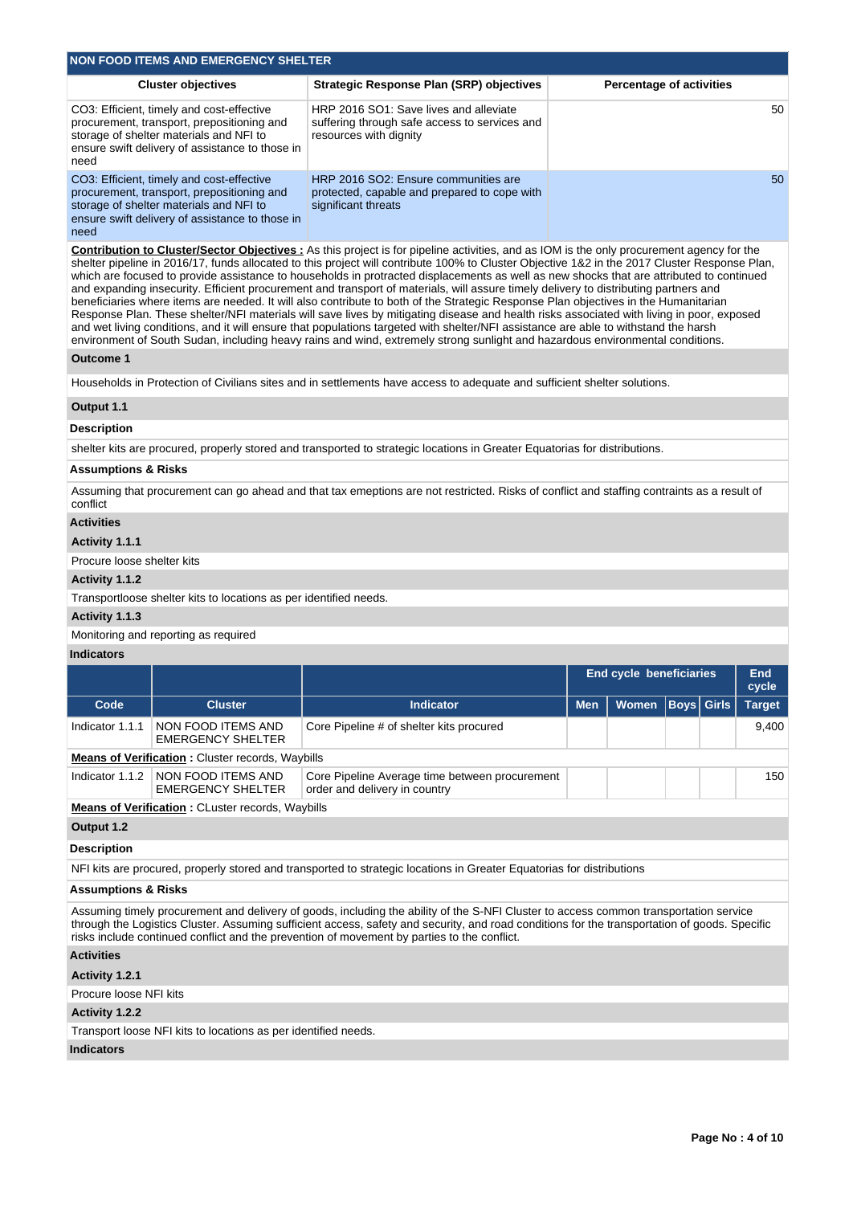## NON FOOD ITEMS AND EMERGENCY SHELTER

| Cluster objectives | Strategic Response Plan (SRP) objectives | Percentage of activities |
|---|---|---|
| CO3: Efficient, timely and cost-effective procurement, transport, prepositioning and storage of shelter materials and NFI to ensure swift delivery of assistance to those in need | HRP 2016 SO1: Save lives and alleviate suffering through safe access to services and resources with dignity | 50 |
| CO3: Efficient, timely and cost-effective procurement, transport, prepositioning and storage of shelter materials and NFI to ensure swift delivery of assistance to those in need | HRP 2016 SO2: Ensure communities are protected, capable and prepared to cope with significant threats | 50 |

**Contribution to Cluster/Sector Objectives :** As this project is for pipeline activities, and as IOM is the only procurement agency for the shelter pipeline in 2016/17, funds allocated to this project will contribute 100% to Cluster Objective 1&2 in the 2017 Cluster Response Plan, which are focused to provide assistance to households in protracted displacements as well as new shocks that are attributed to continued and expanding insecurity. Efficient procurement and transport of materials, will assure timely delivery to distributing partners and beneficiaries where items are needed. It will also contribute to both of the Strategic Response Plan objectives in the Humanitarian Response Plan. These shelter/NFI materials will save lives by mitigating disease and health risks associated with living in poor, exposed and wet living conditions, and it will ensure that populations targeted with shelter/NFI assistance are able to withstand the harsh environment of South Sudan, including heavy rains and wind, extremely strong sunlight and hazardous environmental conditions.

**Outcome 1**

Households in Protection of Civilians sites and in settlements have access to adequate and sufficient shelter solutions.

**Output 1.1**

**Description**

shelter kits are procured, properly stored and transported to strategic locations in Greater Equatorias for distributions.

**Assumptions & Risks**

Assuming that procurement can go ahead and that tax emeptions are not restricted. Risks of conflict and staffing contraints as a result of conflict

**Activities**

**Activity 1.1.1**

Procure loose shelter kits

**Activity 1.1.2**

Transportloose shelter kits to locations as per identified needs.

**Activity 1.1.3**

Monitoring and reporting as required

**Indicators**

| | | | End cycle beneficiaries | | | | End cycle |
|---|---|---|---|---|---|---|---|
| **Code** | **Cluster** | **Indicator** | **Men** | **Women** | **Boys** | **Girls** | **Target** |
| Indicator 1.1.1 | NON FOOD ITEMS AND EMERGENCY SHELTER | Core Pipeline # of shelter kits procured | | | | | 9,400 |
| **Means of Verification :** Cluster records, Waybills | | | | | | | |
| Indicator 1.1.2 | NON FOOD ITEMS AND EMERGENCY SHELTER | Core Pipeline Average time between procurement order and delivery in country | | | | | 150 |
| **Means of Verification :** CLuster records, Waybills | | | | | | | |

**Output 1.2**

**Description**

NFI kits are procured, properly stored and transported to strategic locations in Greater Equatorias for distributions

**Assumptions & Risks**

Assuming timely procurement and delivery of goods, including the ability of the S-NFI Cluster to access common transportation service through the Logistics Cluster. Assuming sufficient access, safety and security, and road conditions for the transportation of goods. Specific risks include continued conflict and the prevention of movement by parties to the conflict.

**Activities**

**Activity 1.2.1**

Procure loose NFI kits

**Activity 1.2.2**

Transport loose NFI kits to locations as per identified needs.

**Indicators**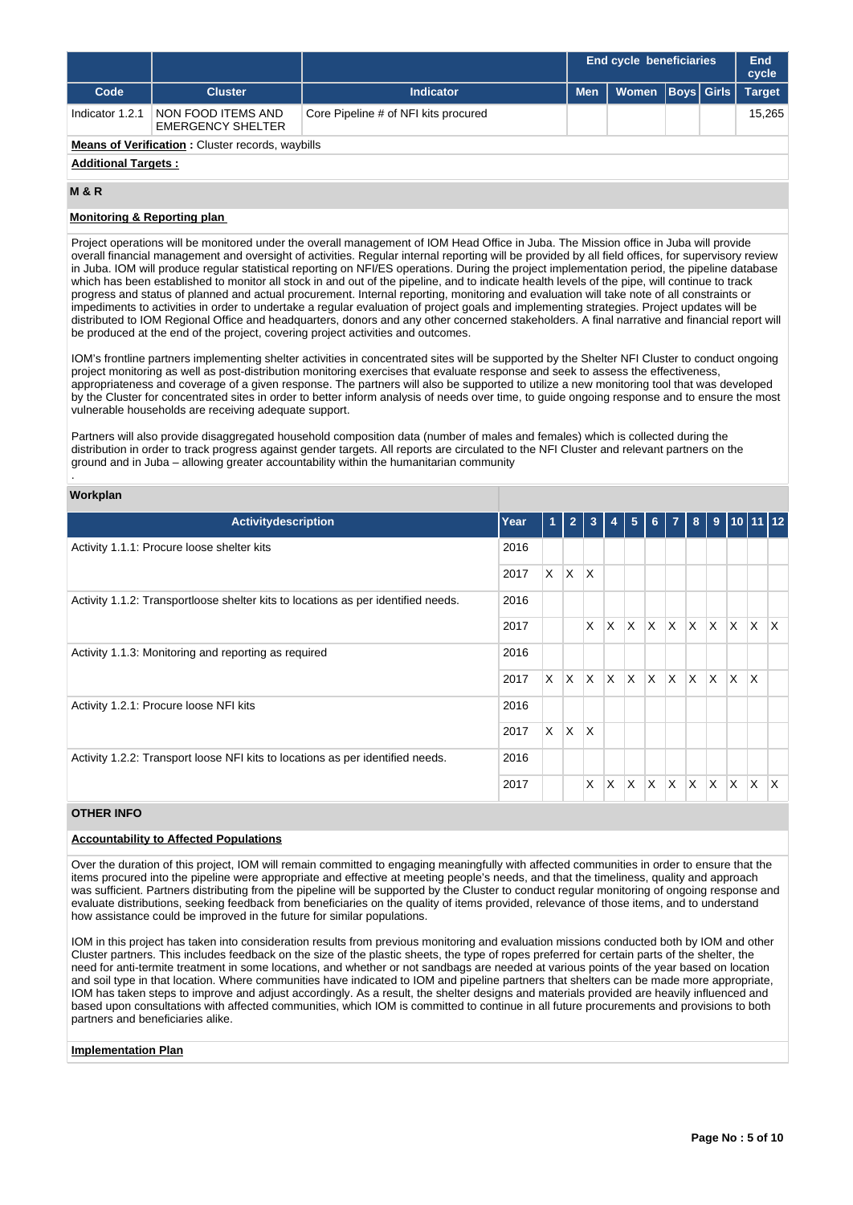| Code | Cluster | Indicator | End cycle beneficiaries Men | Women | Boys | Girls | End cycle Target |
|---|---|---|---|---|---|---|---|
| Indicator 1.2.1 | NON FOOD ITEMS AND EMERGENCY SHELTER | Core Pipeline # of NFI kits procured | | | | | 15,265 |

**Means of Verification :** Cluster records, waybills

**Additional Targets :**

## M & R

**Monitoring & Reporting plan**

Project operations will be monitored under the overall management of IOM Head Office in Juba. The Mission office in Juba will provide overall financial management and oversight of activities. Regular internal reporting will be provided by all field offices, for supervisory review in Juba. IOM will produce regular statistical reporting on NFI/ES operations. During the project implementation period, the pipeline database which has been established to monitor all stock in and out of the pipeline, and to indicate health levels of the pipe, will continue to track progress and status of planned and actual procurement. Internal reporting, monitoring and evaluation will take note of all constraints or impediments to activities in order to undertake a regular evaluation of project goals and implementing strategies. Project updates will be distributed to IOM Regional Office and headquarters, donors and any other concerned stakeholders. A final narrative and financial report will be produced at the end of the project, covering project activities and outcomes.

IOM's frontline partners implementing shelter activities in concentrated sites will be supported by the Shelter NFI Cluster to conduct ongoing project monitoring as well as post-distribution monitoring exercises that evaluate response and seek to assess the effectiveness, appropriateness and coverage of a given response. The partners will also be supported to utilize a new monitoring tool that was developed by the Cluster for concentrated sites in order to better inform analysis of needs over time, to guide ongoing response and to ensure the most vulnerable households are receiving adequate support.

Partners will also provide disaggregated household composition data (number of males and females) which is collected during the distribution in order to track progress against gender targets. All reports are circulated to the NFI Cluster and relevant partners on the ground and in Juba – allowing greater accountability within the humanitarian community

.

**Workplan**

| Activitydescription | Year | 1 | 2 | 3 | 4 | 5 | 6 | 7 | 8 | 9 | 10 | 11 | 12 |
|---|---|---|---|---|---|---|---|---|---|---|---|---|---|
| Activity 1.1.1: Procure loose shelter kits | 2016 | | | | | | | | | | | | |
| | 2017 | X | X | X | | | | | | | | | |
| Activity 1.1.2: Transportloose shelter kits to locations as per identified needs. | 2016 | | | | | | | | | | | | |
| | 2017 | | | X | X | X | X | X | X | X | X | X | X |
| Activity 1.1.3: Monitoring and reporting as required | 2016 | | | | | | | | | | | | |
| | 2017 | X | X | X | X | X | X | X | X | X | X | X | |
| Activity 1.2.1: Procure loose NFI kits | 2016 | | | | | | | | | | | | |
| | 2017 | X | X | X | | | | | | | | | |
| Activity 1.2.2: Transport loose NFI kits to locations as per identified needs. | 2016 | | | | | | | | | | | | |
| | 2017 | | | X | X | X | X | X | X | X | X | X | X |

## OTHER INFO

**Accountability to Affected Populations**

Over the duration of this project, IOM will remain committed to engaging meaningfully with affected communities in order to ensure that the items procured into the pipeline were appropriate and effective at meeting people's needs, and that the timeliness, quality and approach was sufficient. Partners distributing from the pipeline will be supported by the Cluster to conduct regular monitoring of ongoing response and evaluate distributions, seeking feedback from beneficiaries on the quality of items provided, relevance of those items, and to understand how assistance could be improved in the future for similar populations.

IOM in this project has taken into consideration results from previous monitoring and evaluation missions conducted both by IOM and other Cluster partners. This includes feedback on the size of the plastic sheets, the type of ropes preferred for certain parts of the shelter, the need for anti-termite treatment in some locations, and whether or not sandbags are needed at various points of the year based on location and soil type in that location. Where communities have indicated to IOM and pipeline partners that shelters can be made more appropriate, IOM has taken steps to improve and adjust accordingly. As a result, the shelter designs and materials provided are heavily influenced and based upon consultations with affected communities, which IOM is committed to continue in all future procurements and provisions to both partners and beneficiaries alike.

**Implementation Plan**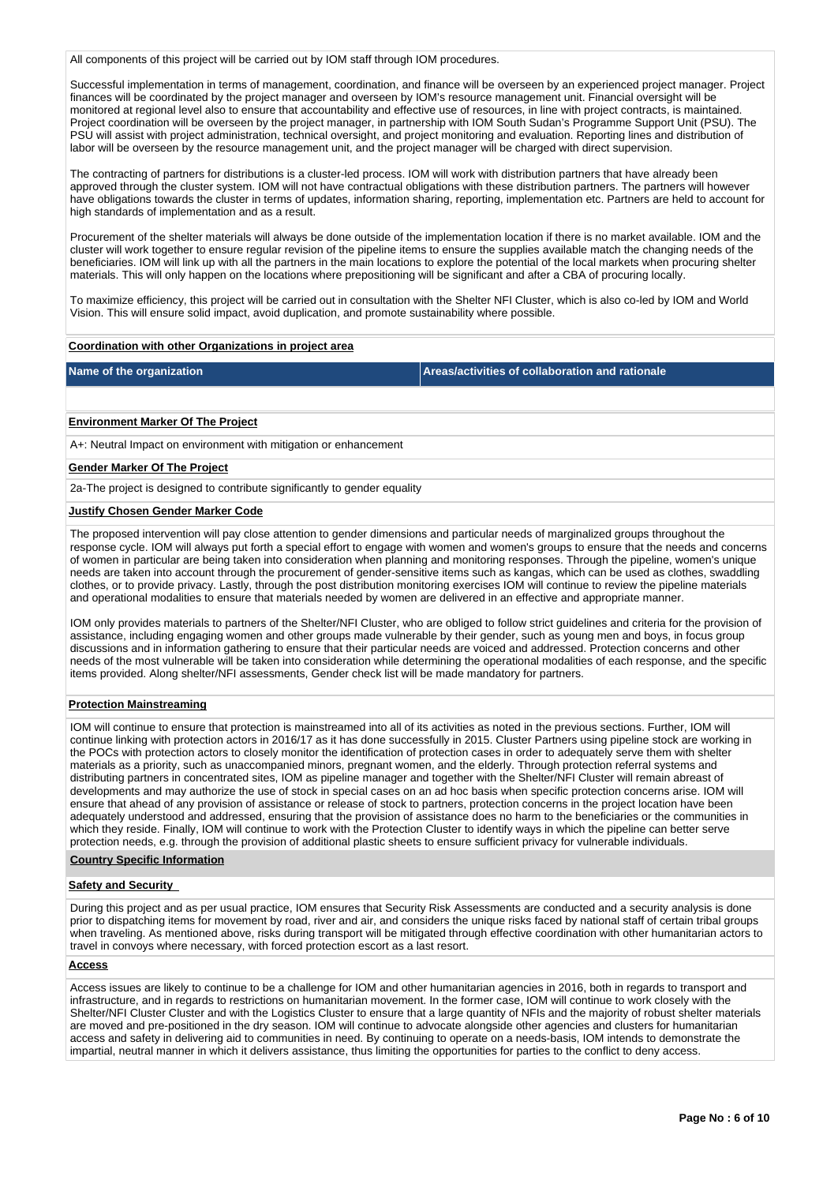All components of this project will be carried out by IOM staff through IOM procedures.

Successful implementation in terms of management, coordination, and finance will be overseen by an experienced project manager. Project finances will be coordinated by the project manager and overseen by IOM's resource management unit. Financial oversight will be monitored at regional level also to ensure that accountability and effective use of resources, in line with project contracts, is maintained. Project coordination will be overseen by the project manager, in partnership with IOM South Sudan's Programme Support Unit (PSU). The PSU will assist with project administration, technical oversight, and project monitoring and evaluation. Reporting lines and distribution of labor will be overseen by the resource management unit, and the project manager will be charged with direct supervision.

The contracting of partners for distributions is a cluster-led process. IOM will work with distribution partners that have already been approved through the cluster system. IOM will not have contractual obligations with these distribution partners. The partners will however have obligations towards the cluster in terms of updates, information sharing, reporting, implementation etc. Partners are held to account for high standards of implementation and as a result.

Procurement of the shelter materials will always be done outside of the implementation location if there is no market available. IOM and the cluster will work together to ensure regular revision of the pipeline items to ensure the supplies available match the changing needs of the beneficiaries. IOM will link up with all the partners in the main locations to explore the potential of the local markets when procuring shelter materials. This will only happen on the locations where prepositioning will be significant and after a CBA of procuring locally.

To maximize efficiency, this project will be carried out in consultation with the Shelter NFI Cluster, which is also co-led by IOM and World Vision. This will ensure solid impact, avoid duplication, and promote sustainability where possible.

**Coordination with other Organizations in project area**

| Name of the organization | Areas/activities of collaboration and rationale |
| --- | --- |
| | |

**Environment Marker Of The Project**

A+: Neutral Impact on environment with mitigation or enhancement

**Gender Marker Of The Project**

2a-The project is designed to contribute significantly to gender equality

**Justify Chosen Gender Marker Code**

The proposed intervention will pay close attention to gender dimensions and particular needs of marginalized groups throughout the response cycle. IOM will always put forth a special effort to engage with women and women's groups to ensure that the needs and concerns of women in particular are being taken into consideration when planning and monitoring responses. Through the pipeline, women's unique needs are taken into account through the procurement of gender-sensitive items such as kangas, which can be used as clothes, swaddling clothes, or to provide privacy. Lastly, through the post distribution monitoring exercises IOM will continue to review the pipeline materials and operational modalities to ensure that materials needed by women are delivered in an effective and appropriate manner.

IOM only provides materials to partners of the Shelter/NFI Cluster, who are obliged to follow strict guidelines and criteria for the provision of assistance, including engaging women and other groups made vulnerable by their gender, such as young men and boys, in focus group discussions and in information gathering to ensure that their particular needs are voiced and addressed. Protection concerns and other needs of the most vulnerable will be taken into consideration while determining the operational modalities of each response, and the specific items provided. Along shelter/NFI assessments, Gender check list will be made mandatory for partners.

**Protection Mainstreaming**

IOM will continue to ensure that protection is mainstreamed into all of its activities as noted in the previous sections. Further, IOM will continue linking with protection actors in 2016/17 as it has done successfully in 2015. Cluster Partners using pipeline stock are working in the POCs with protection actors to closely monitor the identification of protection cases in order to adequately serve them with shelter materials as a priority, such as unaccompanied minors, pregnant women, and the elderly. Through protection referral systems and distributing partners in concentrated sites, IOM as pipeline manager and together with the Shelter/NFI Cluster will remain abreast of developments and may authorize the use of stock in special cases on an ad hoc basis when specific protection concerns arise. IOM will ensure that ahead of any provision of assistance or release of stock to partners, protection concerns in the project location have been adequately understood and addressed, ensuring that the provision of assistance does no harm to the beneficiaries or the communities in which they reside. Finally, IOM will continue to work with the Protection Cluster to identify ways in which the pipeline can better serve protection needs, e.g. through the provision of additional plastic sheets to ensure sufficient privacy for vulnerable individuals.

## Country Specific Information

**Safety and Security**

During this project and as per usual practice, IOM ensures that Security Risk Assessments are conducted and a security analysis is done prior to dispatching items for movement by road, river and air, and considers the unique risks faced by national staff of certain tribal groups when traveling. As mentioned above, risks during transport will be mitigated through effective coordination with other humanitarian actors to travel in convoys where necessary, with forced protection escort as a last resort.

**Access**

Access issues are likely to continue to be a challenge for IOM and other humanitarian agencies in 2016, both in regards to transport and infrastructure, and in regards to restrictions on humanitarian movement. In the former case, IOM will continue to work closely with the Shelter/NFI Cluster Cluster and with the Logistics Cluster to ensure that a large quantity of NFIs and the majority of robust shelter materials are moved and pre-positioned in the dry season. IOM will continue to advocate alongside other agencies and clusters for humanitarian access and safety in delivering aid to communities in need. By continuing to operate on a needs-basis, IOM intends to demonstrate the impartial, neutral manner in which it delivers assistance, thus limiting the opportunities for parties to the conflict to deny access.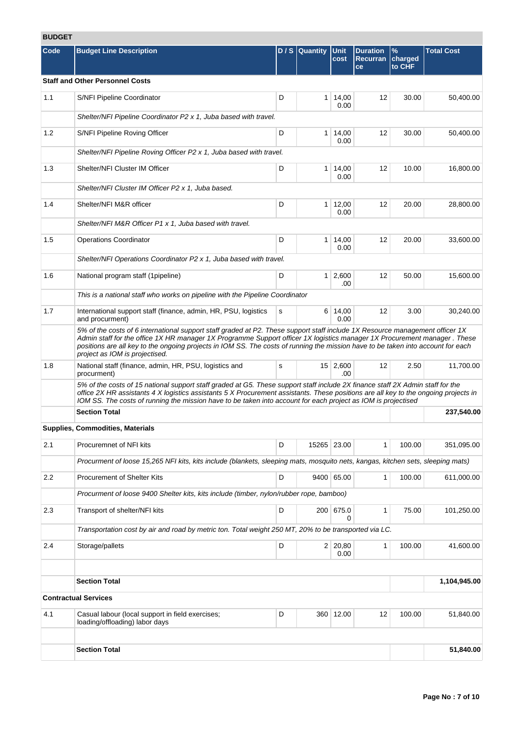## BUDGET

| Code | Budget Line Description | D / S | Quantity | Unit cost | Duration Recurrance | % charged to CHF | Total Cost |
|---|---|---|---|---|---|---|---|
| **Staff and Other Personnel Costs** | | | | | | | |
| 1.1 | S/NFI Pipeline Coordinator | D | 1 | 14,000.00 | 12 | 30.00 | 50,400.00 |
| | *Shelter/NFI Pipeline Coordinator P2 x 1, Juba based with travel.* | | | | | | |
| 1.2 | S/NFI Pipeline Roving Officer | D | 1 | 14,000.00 | 12 | 30.00 | 50,400.00 |
| | *Shelter/NFI Pipeline Roving Officer P2 x 1, Juba based with travel.* | | | | | | |
| 1.3 | Shelter/NFI Cluster IM Officer | D | 1 | 14,000.00 | 12 | 10.00 | 16,800.00 |
| | *Shelter/NFI Cluster IM Officer P2 x 1, Juba based.* | | | | | | |
| 1.4 | Shelter/NFI M&R officer | D | 1 | 12,000.00 | 12 | 20.00 | 28,800.00 |
| | *Shelter/NFI M&R Officer P1 x 1, Juba based with travel.* | | | | | | |
| 1.5 | Operations Coordinator | D | 1 | 14,000.00 | 12 | 20.00 | 33,600.00 |
| | *Shelter/NFI Operations Coordinator P2 x 1, Juba based with travel.* | | | | | | |
| 1.6 | National program staff (1pipeline) | D | 1 | 2,600.00 | 12 | 50.00 | 15,600.00 |
| | *This is a national staff who works on pipeline with the Pipeline Coordinator* | | | | | | |
| 1.7 | International support staff (finance, admin, HR, PSU, logistics and procurment) | s | 6 | 14,000.00 | 12 | 3.00 | 30,240.00 |
| | *5% of the costs of 6 international support staff graded at P2. These support staff include 1X Resource management officer 1X Admin staff for the office 1X HR manager 1X Programme Support officer 1X logistics manager 1X Procurement manager . These positions are all key to the ongoing projects in IOM SS. The costs of running the mission have to be taken into account for each project as IOM is projectised.* | | | | | | |
| 1.8 | National staff (finance, admin, HR, PSU, logistics and procurment) | s | 15 | 2,600.00 | 12 | 2.50 | 11,700.00 |
| | *5% of the costs of 15 national support staff graded at G5. These support staff include 2X finance staff 2X Admin staff for the office 2X HR assistants 4 X logistics assistants 5 X Procurement assistants. These positions are all key to the ongoing projects in IOM SS. The costs of running the mission have to be taken into account for each project as IOM is projectised* | | | | | | |
| | **Section Total** | | | | | | **237,540.00** |
| **Supplies, Commodities, Materials** | | | | | | | |
| 2.1 | Procuremnet of NFI kits | D | 15265 | 23.00 | 1 | 100.00 | 351,095.00 |
| | *Procurment of loose 15,265 NFI kits, kits include (blankets, sleeping mats, mosquito nets, kangas, kitchen sets, sleeping mats)* | | | | | | |
| 2.2 | Procurement of Shelter Kits | D | 9400 | 65.00 | 1 | 100.00 | 611,000.00 |
| | *Procurment of loose 9400 Shelter kits, kits include (timber, nylon/rubber rope, bamboo)* | | | | | | |
| 2.3 | Transport of shelter/NFI kits | D | 200 | 675.00 | 1 | 75.00 | 101,250.00 |
| | *Transportation cost by air and road by metric ton. Total weight 250 MT, 20% to be transported via LC.* | | | | | | |
| 2.4 | Storage/pallets | D | 2 | 20,800.00 | 1 | 100.00 | 41,600.00 |
| | | | | | | | |
| | **Section Total** | | | | | | **1,104,945.00** |
| **Contractual Services** | | | | | | | |
| 4.1 | Casual labour (local support in field exercises; loading/offloading) labor days | D | 360 | 12.00 | 12 | 100.00 | 51,840.00 |
| | | | | | | | |
| | **Section Total** | | | | | | **51,840.00** |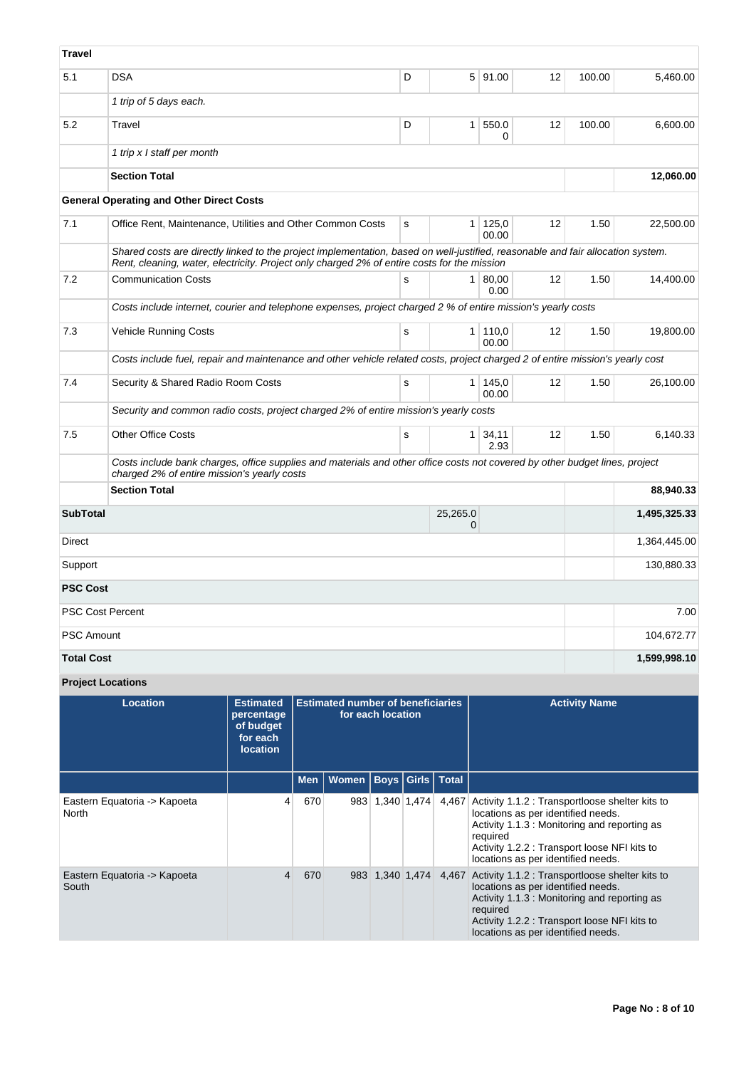| | | | | | | | |
|---|---|---|---|---|---|---|---|
| **Travel** | | | | | | | |
| 5.1 | DSA | D | 5 | 91.00 | 12 | 100.00 | 5,460.00 |
| | *1 trip of 5 days each.* | | | | | | |
| 5.2 | Travel | D | 1 | 550.00 | 12 | 100.00 | 6,600.00 |
| | *1 trip x I staff per month* | | | | | | |
| | **Section Total** | | | | | | **12,060.00** |
| **General Operating and Other Direct Costs** | | | | | | | |
| 7.1 | Office Rent, Maintenance, Utilities and Other Common Costs | S | 1 | 125,000.00 | 12 | 1.50 | 22,500.00 |
| | *Shared costs are directly linked to the project implementation, based on well-justified, reasonable and fair allocation system. Rent, cleaning, water, electricity. Project only charged 2% of entire costs for the mission* | | | | | | |
| 7.2 | Communication Costs | S | 1 | 80,000.00 | 12 | 1.50 | 14,400.00 |
| | *Costs include internet, courier and telephone expenses, project charged 2 % of entire mission's yearly costs* | | | | | | |
| 7.3 | Vehicle Running Costs | S | 1 | 110,000.00 | 12 | 1.50 | 19,800.00 |
| | *Costs include fuel, repair and maintenance and other vehicle related costs, project charged 2 of entire mission's yearly cost* | | | | | | |
| 7.4 | Security & Shared Radio Room Costs | S | 1 | 145,000.00 | 12 | 1.50 | 26,100.00 |
| | *Security and common radio costs, project charged 2% of entire mission's yearly costs* | | | | | | |
| 7.5 | Other Office Costs | S | 1 | 34,112.93 | 12 | 1.50 | 6,140.33 |
| | *Costs include bank charges, office supplies and materials and other office costs not covered by other budget lines, project charged 2% of entire mission's yearly costs* | | | | | | |
| | **Section Total** | | | | | | **88,940.33** |
| **SubTotal** | | | 25,265.00 | | | | **1,495,325.33** |
| Direct | | | | | | | 1,364,445.00 |
| Support | | | | | | | 130,880.33 |
| **PSC Cost** | | | | | | | |
| PSC Cost Percent | | | | | | | 7.00 |
| PSC Amount | | | | | | | 104,672.77 |
| **Total Cost** | | | | | | | **1,599,998.10** |

**Project Locations**

| Location | Estimated percentage of budget for each location | Estimated number of beneficiaries for each location | | | | | Activity Name |
|---|---|---|---|---|---|---|---|
| | | Men | Women | Boys | Girls | Total | |
| Eastern Equatoria -> Kapoeta North | 4 | 670 | 983 | 1,340 | 1,474 | 4,467 | Activity 1.1.2 : Transportloose shelter kits to locations as per identified needs.<br>Activity 1.1.3 : Monitoring and reporting as required<br>Activity 1.2.2 : Transport loose NFI kits to locations as per identified needs. |
| Eastern Equatoria -> Kapoeta South | 4 | 670 | 983 | 1,340 | 1,474 | 4,467 | Activity 1.1.2 : Transportloose shelter kits to locations as per identified needs.<br>Activity 1.1.3 : Monitoring and reporting as required<br>Activity 1.2.2 : Transport loose NFI kits to locations as per identified needs. |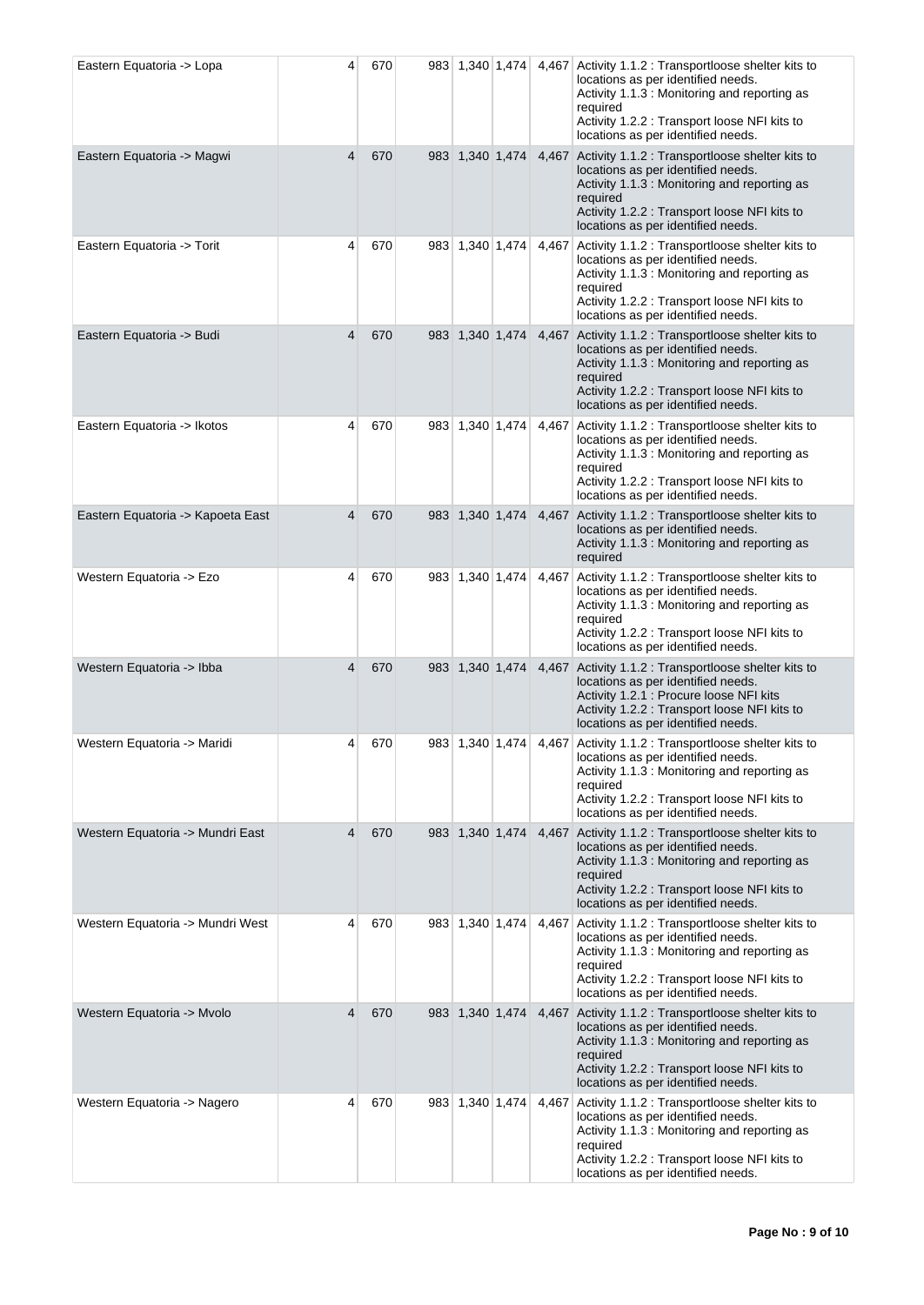| | | | | | | | |
|---|---|---|---|---|---|---|---|
| Eastern Equatoria -> Lopa | 4 | 670 | 983 | 1,340 | 1,474 | 4,467 | Activity 1.1.2 : Transportloose shelter kits to locations as per identified needs.<br>Activity 1.1.3 : Monitoring and reporting as required<br>Activity 1.2.2 : Transport loose NFI kits to locations as per identified needs. |
| Eastern Equatoria -> Magwi | 4 | 670 | 983 | 1,340 | 1,474 | 4,467 | Activity 1.1.2 : Transportloose shelter kits to locations as per identified needs.<br>Activity 1.1.3 : Monitoring and reporting as required<br>Activity 1.2.2 : Transport loose NFI kits to locations as per identified needs. |
| Eastern Equatoria -> Torit | 4 | 670 | 983 | 1,340 | 1,474 | 4,467 | Activity 1.1.2 : Transportloose shelter kits to locations as per identified needs.<br>Activity 1.1.3 : Monitoring and reporting as required<br>Activity 1.2.2 : Transport loose NFI kits to locations as per identified needs. |
| Eastern Equatoria -> Budi | 4 | 670 | 983 | 1,340 | 1,474 | 4,467 | Activity 1.1.2 : Transportloose shelter kits to locations as per identified needs.<br>Activity 1.1.3 : Monitoring and reporting as required<br>Activity 1.2.2 : Transport loose NFI kits to locations as per identified needs. |
| Eastern Equatoria -> Ikotos | 4 | 670 | 983 | 1,340 | 1,474 | 4,467 | Activity 1.1.2 : Transportloose shelter kits to locations as per identified needs.<br>Activity 1.1.3 : Monitoring and reporting as required<br>Activity 1.2.2 : Transport loose NFI kits to locations as per identified needs. |
| Eastern Equatoria -> Kapoeta East | 4 | 670 | 983 | 1,340 | 1,474 | 4,467 | Activity 1.1.2 : Transportloose shelter kits to locations as per identified needs.<br>Activity 1.1.3 : Monitoring and reporting as required |
| Western Equatoria -> Ezo | 4 | 670 | 983 | 1,340 | 1,474 | 4,467 | Activity 1.1.2 : Transportloose shelter kits to locations as per identified needs.<br>Activity 1.1.3 : Monitoring and reporting as required<br>Activity 1.2.2 : Transport loose NFI kits to locations as per identified needs. |
| Western Equatoria -> Ibba | 4 | 670 | 983 | 1,340 | 1,474 | 4,467 | Activity 1.1.2 : Transportloose shelter kits to locations as per identified needs.<br>Activity 1.2.1 : Procure loose NFI kits<br>Activity 1.2.2 : Transport loose NFI kits to locations as per identified needs. |
| Western Equatoria -> Maridi | 4 | 670 | 983 | 1,340 | 1,474 | 4,467 | Activity 1.1.2 : Transportloose shelter kits to locations as per identified needs.<br>Activity 1.1.3 : Monitoring and reporting as required<br>Activity 1.2.2 : Transport loose NFI kits to locations as per identified needs. |
| Western Equatoria -> Mundri East | 4 | 670 | 983 | 1,340 | 1,474 | 4,467 | Activity 1.1.2 : Transportloose shelter kits to locations as per identified needs.<br>Activity 1.1.3 : Monitoring and reporting as required<br>Activity 1.2.2 : Transport loose NFI kits to locations as per identified needs. |
| Western Equatoria -> Mundri West | 4 | 670 | 983 | 1,340 | 1,474 | 4,467 | Activity 1.1.2 : Transportloose shelter kits to locations as per identified needs.<br>Activity 1.1.3 : Monitoring and reporting as required<br>Activity 1.2.2 : Transport loose NFI kits to locations as per identified needs. |
| Western Equatoria -> Mvolo | 4 | 670 | 983 | 1,340 | 1,474 | 4,467 | Activity 1.1.2 : Transportloose shelter kits to locations as per identified needs.<br>Activity 1.1.3 : Monitoring and reporting as required<br>Activity 1.2.2 : Transport loose NFI kits to locations as per identified needs. |
| Western Equatoria -> Nagero | 4 | 670 | 983 | 1,340 | 1,474 | 4,467 | Activity 1.1.2 : Transportloose shelter kits to locations as per identified needs.<br>Activity 1.1.3 : Monitoring and reporting as required<br>Activity 1.2.2 : Transport loose NFI kits to locations as per identified needs. |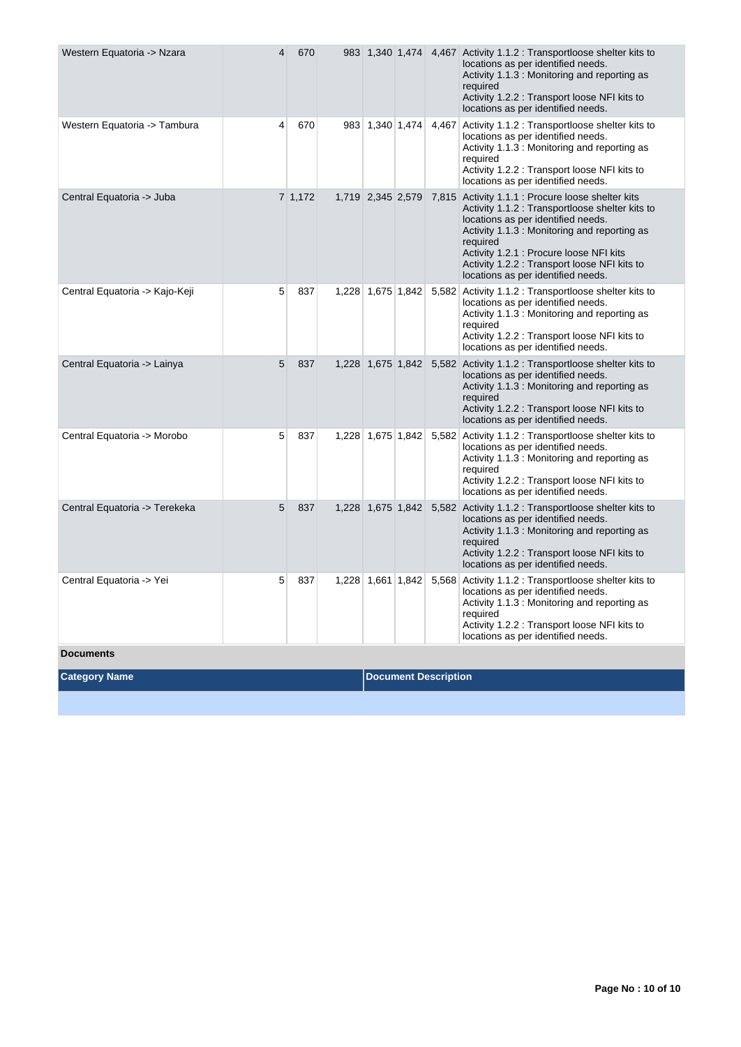| | | | | | | | |
|---|---|---|---|---|---|---|---|
| Western Equatoria -> Nzara | 4 | 670 | 983 | 1,340 | 1,474 | 4,467 | Activity 1.1.2 : Transportloose shelter kits to locations as per identified needs.<br>Activity 1.1.3 : Monitoring and reporting as required<br>Activity 1.2.2 : Transport loose NFI kits to locations as per identified needs. |
| Western Equatoria -> Tambura | 4 | 670 | 983 | 1,340 | 1,474 | 4,467 | Activity 1.1.2 : Transportloose shelter kits to locations as per identified needs.<br>Activity 1.1.3 : Monitoring and reporting as required<br>Activity 1.2.2 : Transport loose NFI kits to locations as per identified needs. |
| Central Equatoria -> Juba | 7 | 1,172 | 1,719 | 2,345 | 2,579 | 7,815 | Activity 1.1.1 : Procure loose shelter kits<br>Activity 1.1.2 : Transportloose shelter kits to locations as per identified needs.<br>Activity 1.1.3 : Monitoring and reporting as required<br>Activity 1.2.1 : Procure loose NFI kits<br>Activity 1.2.2 : Transport loose NFI kits to locations as per identified needs. |
| Central Equatoria -> Kajo-Keji | 5 | 837 | 1,228 | 1,675 | 1,842 | 5,582 | Activity 1.1.2 : Transportloose shelter kits to locations as per identified needs.<br>Activity 1.1.3 : Monitoring and reporting as required<br>Activity 1.2.2 : Transport loose NFI kits to locations as per identified needs. |
| Central Equatoria -> Lainya | 5 | 837 | 1,228 | 1,675 | 1,842 | 5,582 | Activity 1.1.2 : Transportloose shelter kits to locations as per identified needs.<br>Activity 1.1.3 : Monitoring and reporting as required<br>Activity 1.2.2 : Transport loose NFI kits to locations as per identified needs. |
| Central Equatoria -> Morobo | 5 | 837 | 1,228 | 1,675 | 1,842 | 5,582 | Activity 1.1.2 : Transportloose shelter kits to locations as per identified needs.<br>Activity 1.1.3 : Monitoring and reporting as required<br>Activity 1.2.2 : Transport loose NFI kits to locations as per identified needs. |
| Central Equatoria -> Terekeka | 5 | 837 | 1,228 | 1,675 | 1,842 | 5,582 | Activity 1.1.2 : Transportloose shelter kits to locations as per identified needs.<br>Activity 1.1.3 : Monitoring and reporting as required<br>Activity 1.2.2 : Transport loose NFI kits to locations as per identified needs. |
| Central Equatoria -> Yei | 5 | 837 | 1,228 | 1,661 | 1,842 | 5,568 | Activity 1.1.2 : Transportloose shelter kits to locations as per identified needs.<br>Activity 1.1.3 : Monitoring and reporting as required<br>Activity 1.2.2 : Transport loose NFI kits to locations as per identified needs. |

**Documents**

| Category Name | Document Description |
|---|---|
| | |